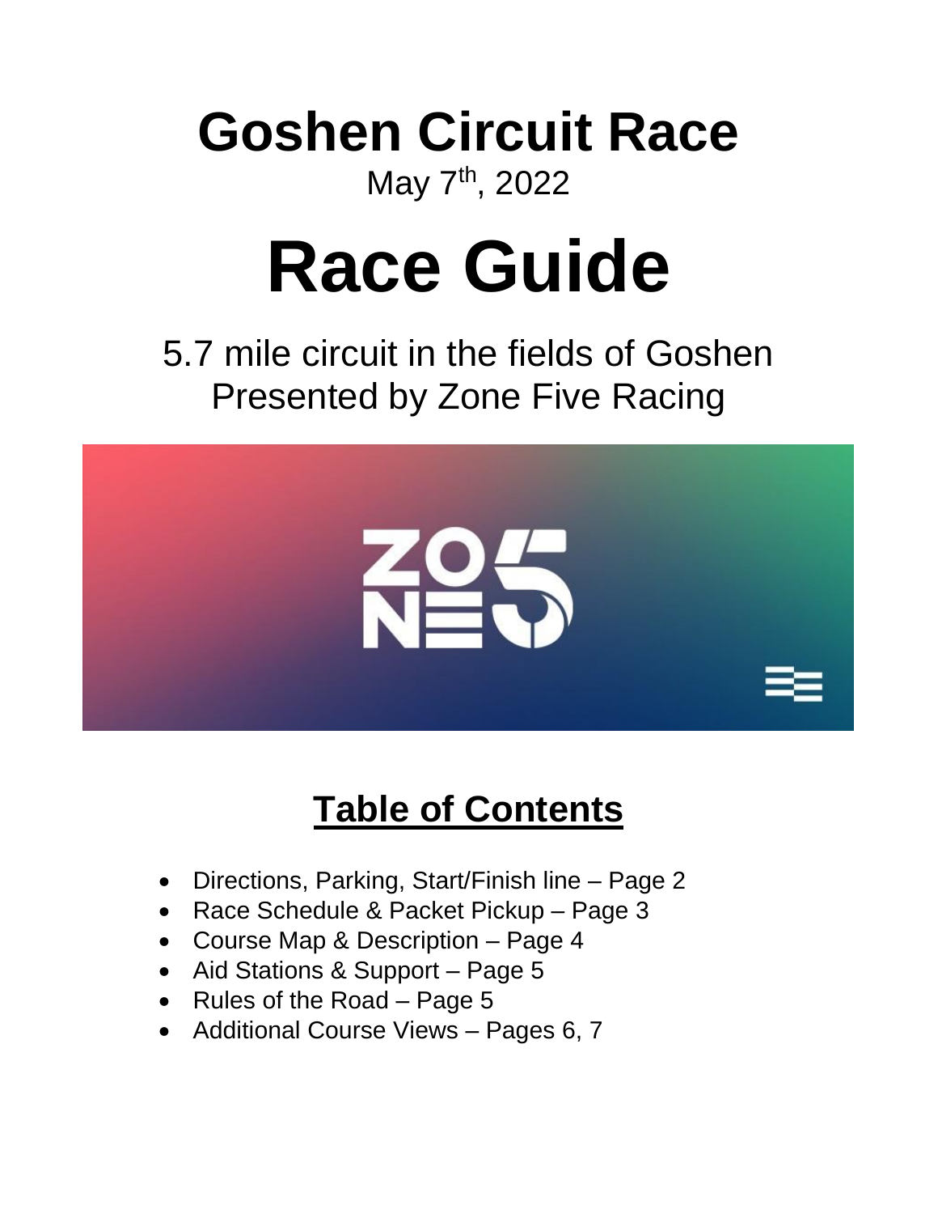# Goshen Circuit Race

May 7th, 2022

# Race Guide

5.7 mile circuit in the fields of Goshen
Presented by Zone Five Racing

## Table of Contents

- Directions, Parking, Start/Finish line – Page 2
- Race Schedule & Packet Pickup – Page 3
- Course Map & Description – Page 4
- Aid Stations & Support – Page 5
- Rules of the Road – Page 5
- Additional Course Views – Pages 6, 7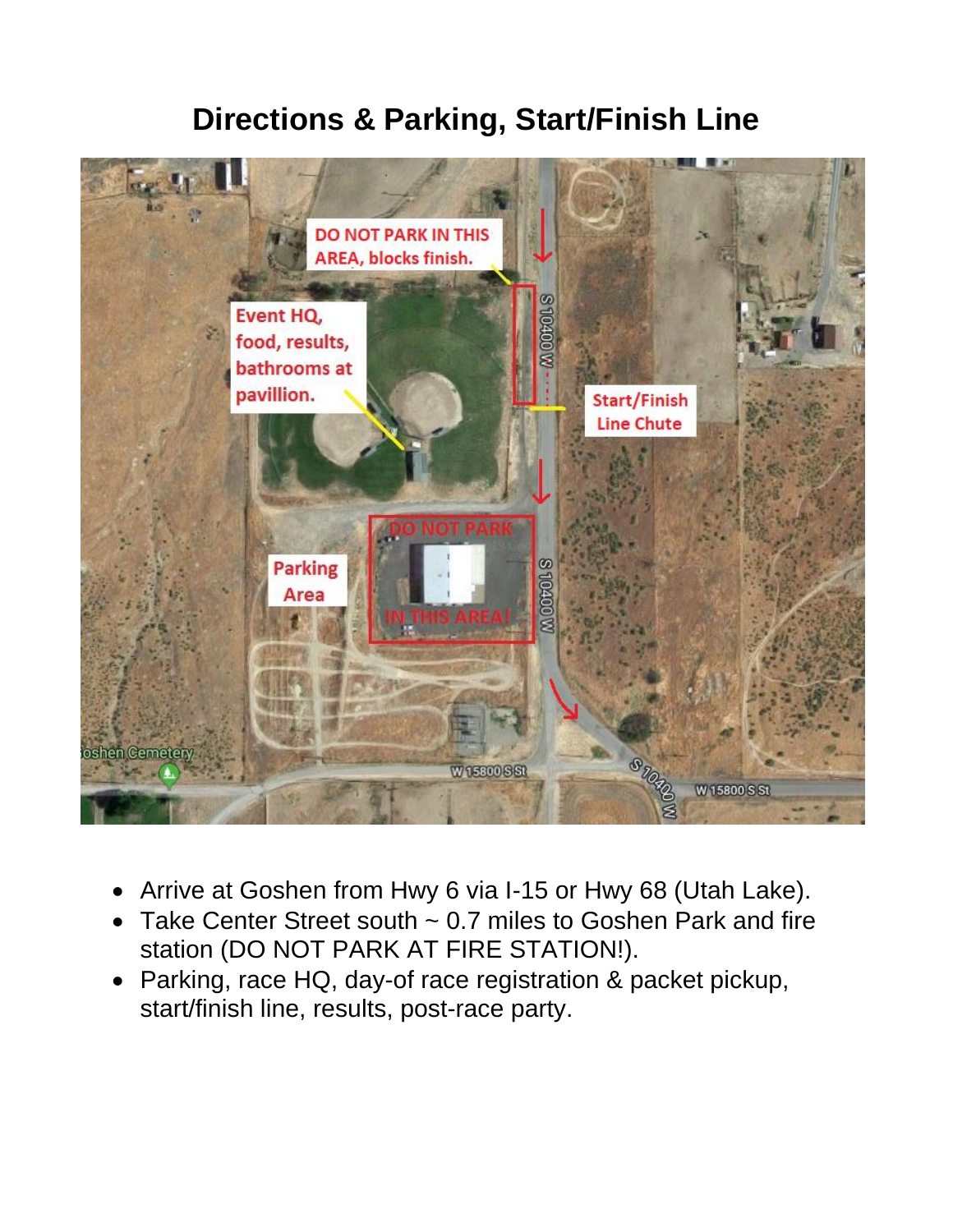# Directions & Parking, Start/Finish Line

- Arrive at Goshen from Hwy 6 via I-15 or Hwy 68 (Utah Lake).
- Take Center Street south ~ 0.7 miles to Goshen Park and fire station (DO NOT PARK AT FIRE STATION!).
- Parking, race HQ, day-of race registration & packet pickup, start/finish line, results, post-race party.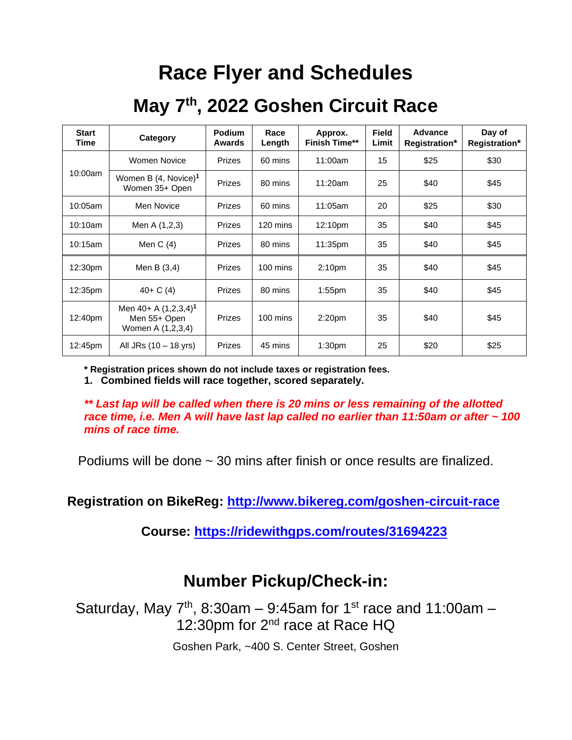# Race Flyer and Schedules

## May 7th, 2022 Goshen Circuit Race

| Start Time | Category | Podium Awards | Race Length | Approx. Finish Time** | Field Limit | Advance Registration* | Day of Registration* |
|---|---|---|---|---|---|---|---|
| 10:00am | Women Novice | Prizes | 60 mins | 11:00am | 15 | $25 | $30 |
| | Women B (4, Novice)[1] Women 35+ Open | Prizes | 80 mins | 11:20am | 25 | $40 | $45 |
| 10:05am | Men Novice | Prizes | 60 mins | 11:05am | 20 | $25 | $30 |
| 10:10am | Men A (1,2,3) | Prizes | 120 mins | 12:10pm | 35 | $40 | $45 |
| 10:15am | Men C (4) | Prizes | 80 mins | 11:35pm | 35 | $40 | $45 |
| 12:30pm | Men B (3,4) | Prizes | 100 mins | 2:10pm | 35 | $40 | $45 |
| 12:35pm | 40+ C (4) | Prizes | 80 mins | 1:55pm | 35 | $40 | $45 |
| 12:40pm | Men 40+ A (1,2,3,4)[1] Men 55+ Open Women A (1,2,3,4) | Prizes | 100 mins | 2:20pm | 35 | $40 | $45 |
| 12:45pm | All JRs (10 – 18 yrs) | Prizes | 45 mins | 1:30pm | 25 | $20 | $25 |

**\* Registration prices shown do not include taxes or registration fees.**

**1. Combined fields will race together, scored separately.**

***\*\* Last lap will be called when there is 20 mins or less remaining of the allotted race time, i.e. Men A will have last lap called no earlier than 11:50am or after ~ 100 mins of race time.***

Podiums will be done ~ 30 mins after finish or once results are finalized.

**Registration on BikeReg: http://www.bikereg.com/goshen-circuit-race**

**Course: https://ridewithgps.com/routes/31694223**

## Number Pickup/Check-in:

Saturday, May 7th, 8:30am – 9:45am for 1st race and 11:00am – 12:30pm for 2nd race at Race HQ

Goshen Park, ~400 S. Center Street, Goshen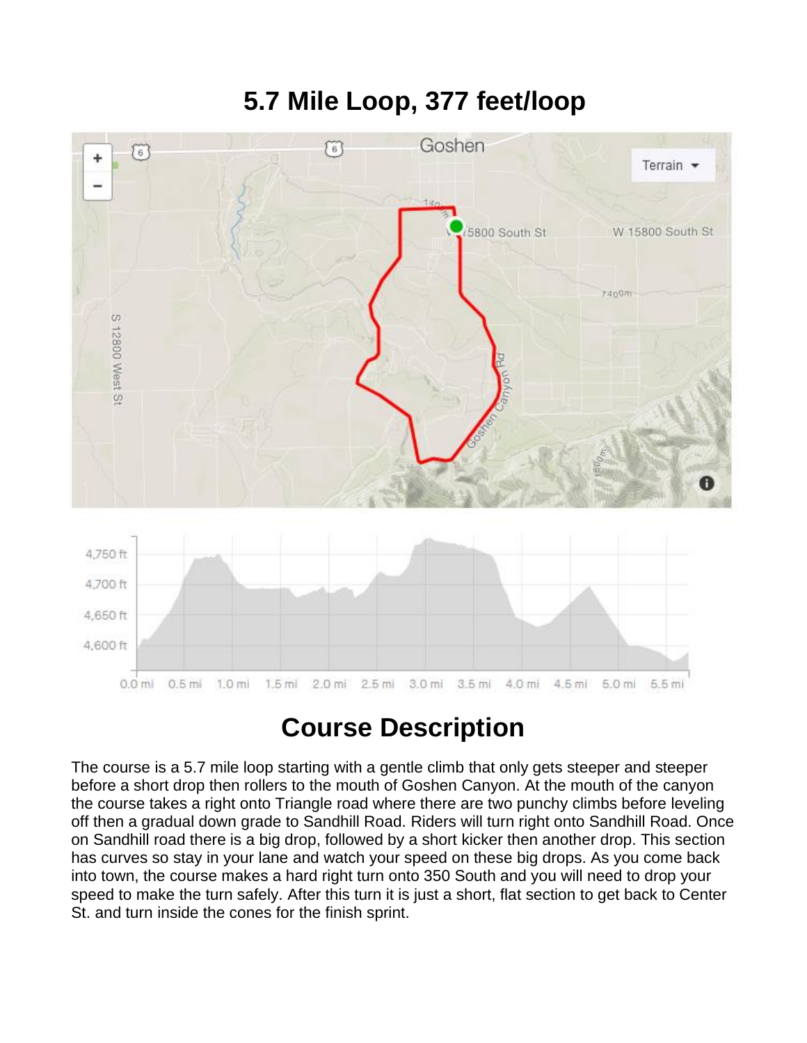# 5.7 Mile Loop, 377 feet/loop

# Course Description

The course is a 5.7 mile loop starting with a gentle climb that only gets steeper and steeper before a short drop then rollers to the mouth of Goshen Canyon. At the mouth of the canyon the course takes a right onto Triangle road where there are two punchy climbs before leveling off then a gradual down grade to Sandhill Road. Riders will turn right onto Sandhill Road. Once on Sandhill road there is a big drop, followed by a short kicker then another drop. This section has curves so stay in your lane and watch your speed on these big drops. As you come back into town, the course makes a hard right turn onto 350 South and you will need to drop your speed to make the turn safely. After this turn it is just a short, flat section to get back to Center St. and turn inside the cones for the finish sprint.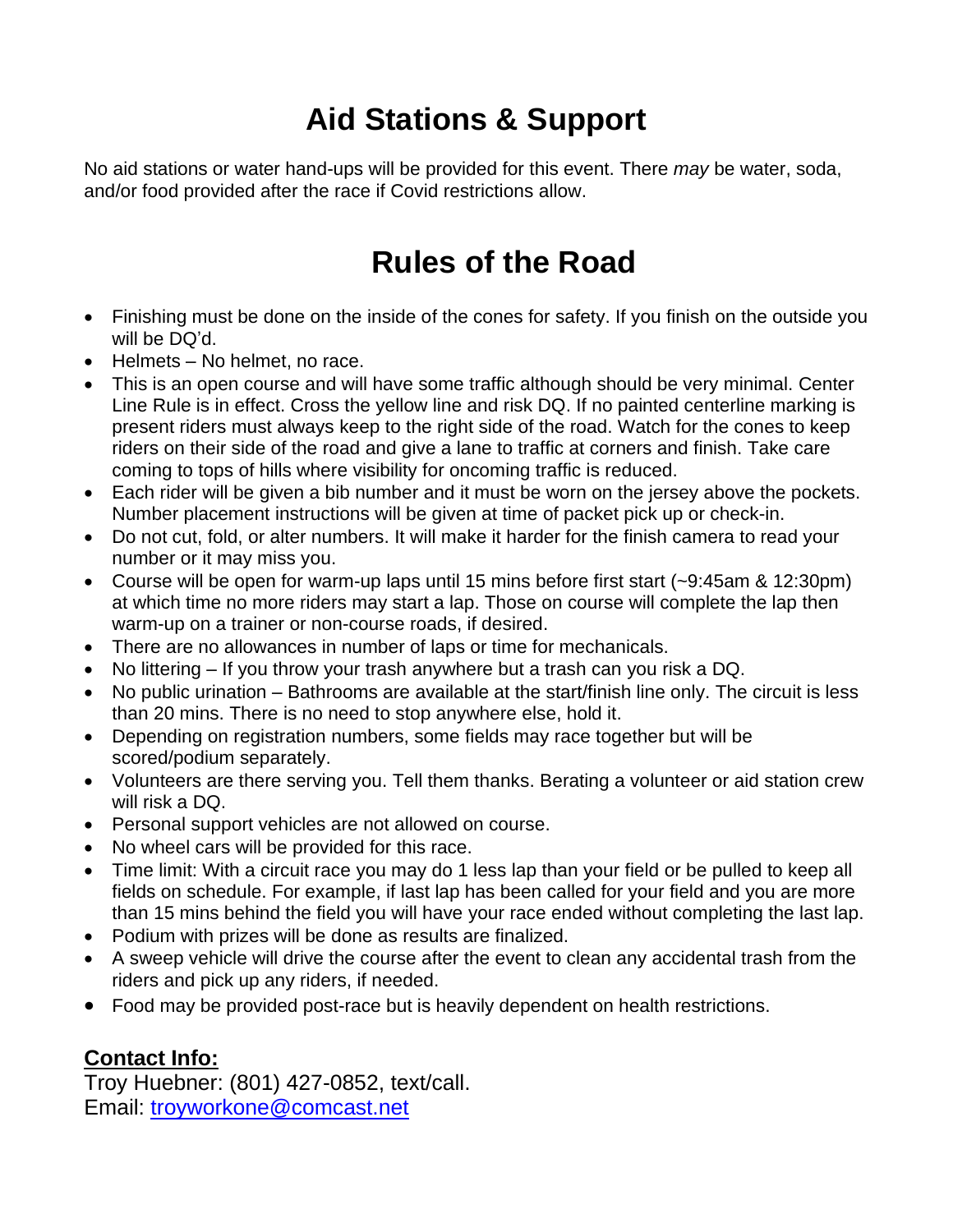# Aid Stations & Support

No aid stations or water hand-ups will be provided for this event. There *may* be water, soda, and/or food provided after the race if Covid restrictions allow.

# Rules of the Road

- Finishing must be done on the inside of the cones for safety. If you finish on the outside you will be DQ'd.
- Helmets – No helmet, no race.
- This is an open course and will have some traffic although should be very minimal. Center Line Rule is in effect. Cross the yellow line and risk DQ. If no painted centerline marking is present riders must always keep to the right side of the road. Watch for the cones to keep riders on their side of the road and give a lane to traffic at corners and finish. Take care coming to tops of hills where visibility for oncoming traffic is reduced.
- Each rider will be given a bib number and it must be worn on the jersey above the pockets. Number placement instructions will be given at time of packet pick up or check-in.
- Do not cut, fold, or alter numbers. It will make it harder for the finish camera to read your number or it may miss you.
- Course will be open for warm-up laps until 15 mins before first start (~9:45am & 12:30pm) at which time no more riders may start a lap. Those on course will complete the lap then warm-up on a trainer or non-course roads, if desired.
- There are no allowances in number of laps or time for mechanicals.
- No littering – If you throw your trash anywhere but a trash can you risk a DQ.
- No public urination – Bathrooms are available at the start/finish line only. The circuit is less than 20 mins. There is no need to stop anywhere else, hold it.
- Depending on registration numbers, some fields may race together but will be scored/podium separately.
- Volunteers are there serving you. Tell them thanks. Berating a volunteer or aid station crew will risk a DQ.
- Personal support vehicles are not allowed on course.
- No wheel cars will be provided for this race.
- Time limit: With a circuit race you may do 1 less lap than your field or be pulled to keep all fields on schedule. For example, if last lap has been called for your field and you are more than 15 mins behind the field you will have your race ended without completing the last lap.
- Podium with prizes will be done as results are finalized.
- A sweep vehicle will drive the course after the event to clean any accidental trash from the riders and pick up any riders, if needed.
- Food may be provided post-race but is heavily dependent on health restrictions.

**Contact Info:**

Troy Huebner: (801) 427-0852, text/call.
Email: troyworkone@comcast.net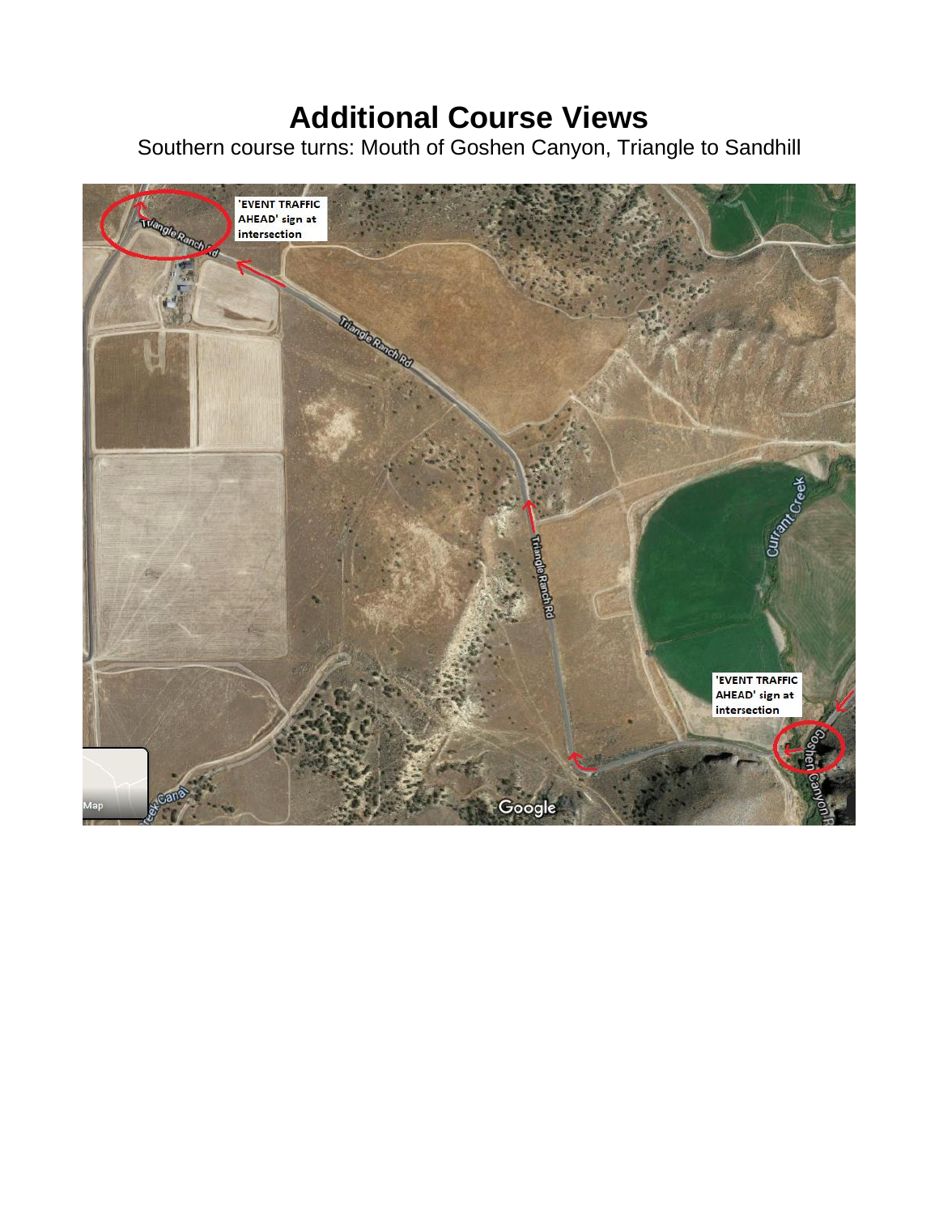# Additional Course Views

Southern course turns: Mouth of Goshen Canyon, Triangle to Sandhill

'EVENT TRAFFIC AHEAD' sign at intersection

'EVENT TRAFFIC AHEAD' sign at intersection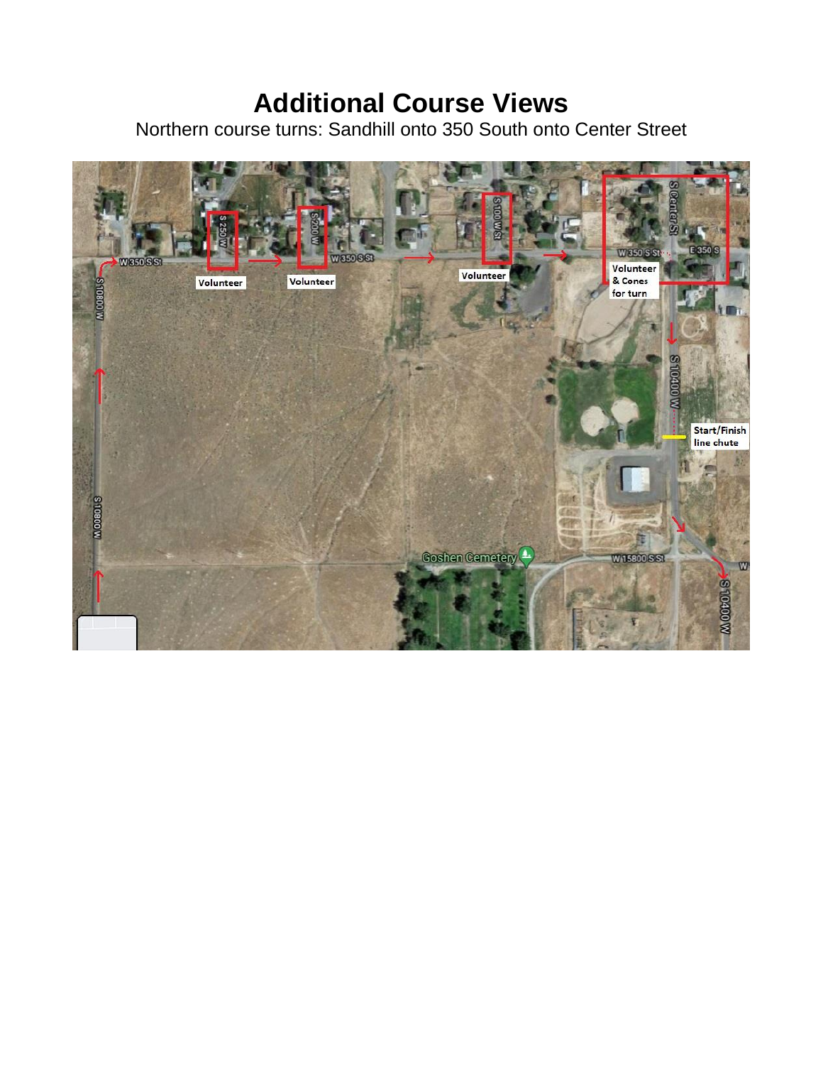# Additional Course Views

Northern course turns: Sandhill onto 350 South onto Center Street

W 350 S St

S 250 W

Volunteer

S 200 W

Volunteer

W 350 S St

S 100 W St

Volunteer

S Center St

W 350 S St

E 350 S

Volunteer & Cones for turn

S 10800 W

S 10800 W

S 10400 W

Start/Finish line chute

Goshen Cemetery

W 15800 S St

S 10400 W